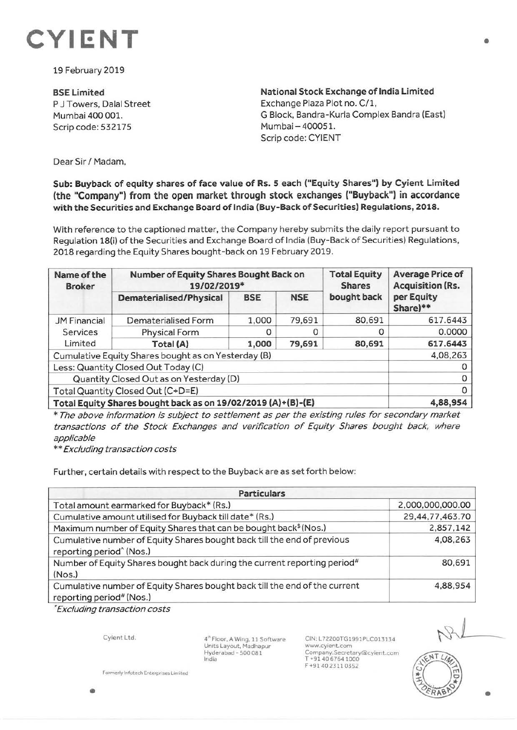# CYIENT

19 February 2019

**BSE Limited**
P J Towers, Dalal Street
Mumbai 400 001.
Scrip code: 532175

**National Stock Exchange of India Limited**
Exchange Plaza Plot no. C/1,
G Block, Bandra-Kurla Complex Bandra (East)
Mumbai – 400051.
Scrip code: CYIENT

Dear Sir / Madam,

**Sub: Buyback of equity shares of face value of Rs. 5 each ("Equity Shares") by Cyient Limited (the "Company") from the open market through stock exchanges ("Buyback") in accordance with the Securities and Exchange Board of India (Buy-Back of Securities) Regulations, 2018.**

With reference to the captioned matter, the Company hereby submits the daily report pursuant to Regulation 18(i) of the Securities and Exchange Board of India (Buy-Back of Securities) Regulations, 2018 regarding the Equity Shares bought-back on 19 February 2019.

| Name of the Broker | Number of Equity Shares Bought Back on 19/02/2019* | | | Total Equity Shares bought back | Average Price of Acquisition (Rs. per Equity Share)** |
|---|---|---|---|---|---|
| | Dematerialised/Physical | BSE | NSE | | |
| JM Financial Services Limited | Dematerialised Form | 1,000 | 79,691 | 80,691 | 617.6443 |
| | Physical Form | 0 | 0 | 0 | 0.0000 |
| | **Total (A)** | **1,000** | **79,691** | **80,691** | **617.6443** |
| Cumulative Equity Shares bought as on Yesterday (B) | | | | | 4,08,263 |
| Less: Quantity Closed Out Today (C) | | | | | 0 |
| Quantity Closed Out as on Yesterday (D) | | | | | 0 |
| Total Quantity Closed Out (C+D=E) | | | | | 0 |
| **Total Equity Shares bought back as on 19/02/2019 (A)+(B)-(E)** | | | | | **4,88,954** |

*\* The above information is subject to settlement as per the existing rules for secondary market transactions of the Stock Exchanges and verification of Equity Shares bought back, where applicable*

*\*\* Excluding transaction costs*

Further, certain details with respect to the Buyback are as set forth below:

| Particulars | |
|---|---|
| Total amount earmarked for Buyback* (Rs.) | 2,000,000,000.00 |
| Cumulative amount utilised for Buyback till date* (Rs.) | 29,44,77,463.70 |
| Maximum number of Equity Shares that can be bought back$ (Nos.) | 2,857,142 |
| Cumulative number of Equity Shares bought back till the end of previous reporting period^ (Nos.) | 4,08,263 |
| Number of Equity Shares bought back during the current reporting period# (Nos.) | 80,691 |
| Cumulative number of Equity Shares bought back till the end of the current reporting period# (Nos.) | 4,88,954 |

*\*Excluding transaction costs*

Cyient Ltd.

4th Floor, A Wing, 11 Software Units Layout, Madhapur Hyderabad - 500 081 India

CIN: L72200TG1991PLC013134
www.cyient.com
Company.Secretary@cyient.com
T +91 40 6764 1000
F +91 40 2311 0352

Formerly Infotech Enterprises Limited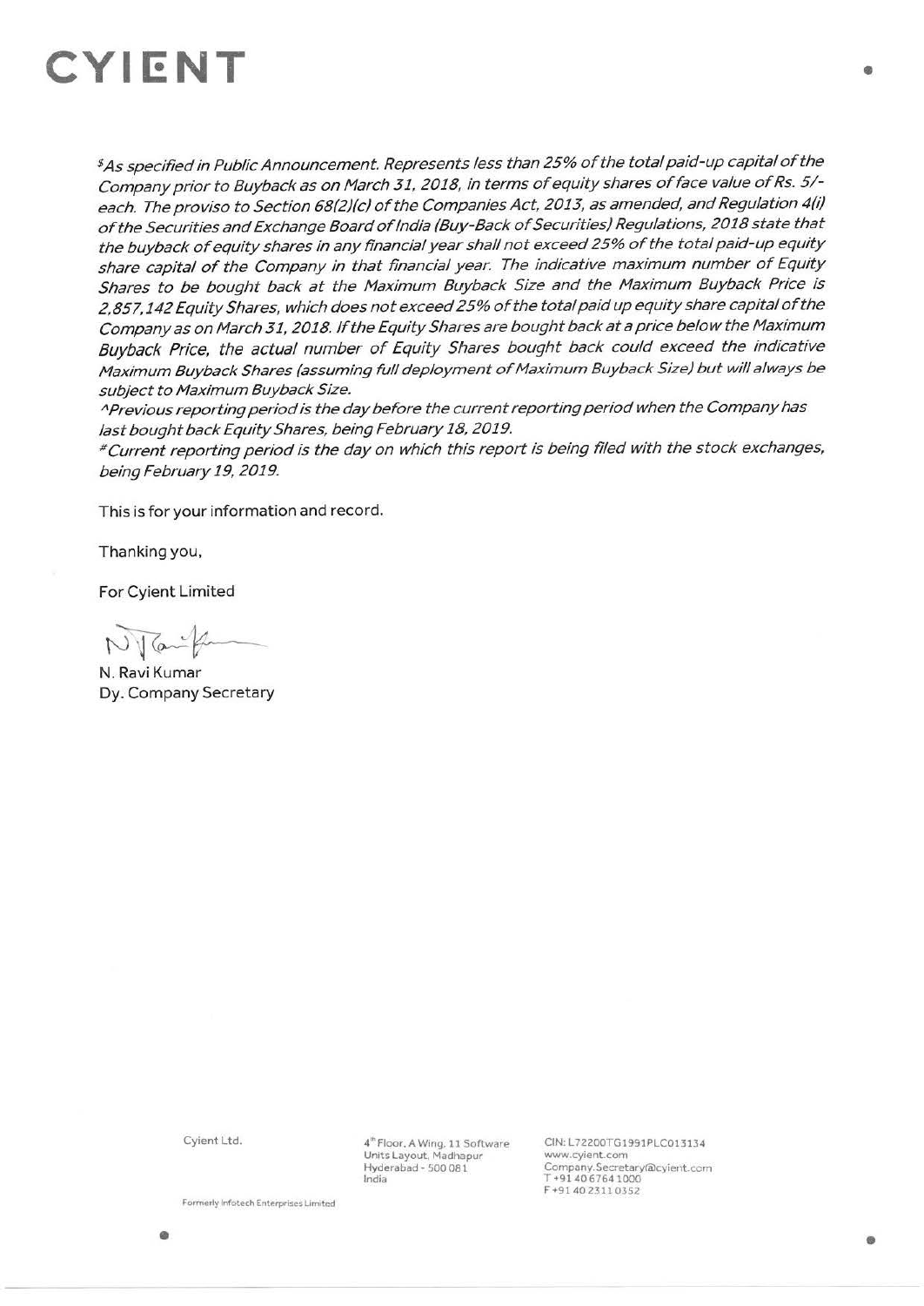# CYIENT

*$As specified in Public Announcement. Represents less than 25% of the total paid-up capital of the Company prior to Buyback as on March 31, 2018, in terms of equity shares of face value of Rs. 5/- each. The proviso to Section 68(2)(c) of the Companies Act, 2013, as amended, and Regulation 4(i) of the Securities and Exchange Board of India (Buy-Back of Securities) Regulations, 2018 state that the buyback of equity shares in any financial year shall not exceed 25% of the total paid-up equity share capital of the Company in that financial year. The indicative maximum number of Equity Shares to be bought back at the Maximum Buyback Size and the Maximum Buyback Price is 2,857,142 Equity Shares, which does not exceed 25% of the total paid up equity share capital of the Company as on March 31, 2018. If the Equity Shares are bought back at a price below the Maximum Buyback Price, the actual number of Equity Shares bought back could exceed the indicative Maximum Buyback Shares (assuming full deployment of Maximum Buyback Size) but will always be subject to Maximum Buyback Size.*

*^Previous reporting period is the day before the current reporting period when the Company has last bought back Equity Shares, being February 18, 2019.*

*#Current reporting period is the day on which this report is being filed with the stock exchanges, being February 19, 2019.*

This is for your information and record.

Thanking you,

For Cyient Limited

N. Ravi Kumar
Dy. Company Secretary

Cyient Ltd.

4th Floor, A Wing, 11 Software Units Layout, Madhapur
Hyderabad - 500 081
India

CIN: L72200TG1991PLC013134
www.cyient.com
Company.Secretary@cyient.com
T +91 40 6764 1000
F +91 40 2311 0352

Formerly Infotech Enterprises Limited